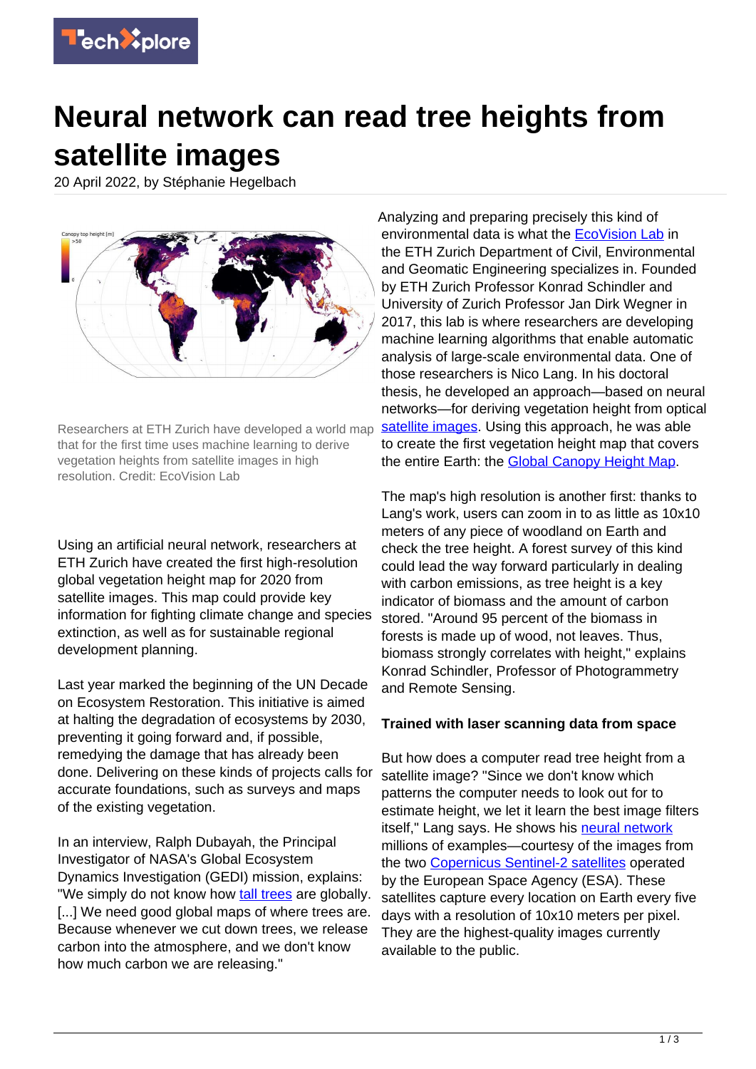# Neural network can read tree heights from satellite images

20 April 2022, by Stéphanie Hegelbach

Researchers at ETH Zurich have developed a world map that for the first time uses machine learning to derive vegetation heights from satellite images in high resolution. Credit: EcoVision Lab

Using an artificial neural network, researchers at ETH Zurich have created the first high-resolution global vegetation height map for 2020 from satellite images. This map could provide key information for fighting climate change and species extinction, as well as for sustainable regional development planning.

Last year marked the beginning of the UN Decade on Ecosystem Restoration. This initiative is aimed at halting the degradation of ecosystems by 2030, preventing it going forward and, if possible, remedying the damage that has already been done. Delivering on these kinds of projects calls for accurate foundations, such as surveys and maps of the existing vegetation.

In an interview, Ralph Dubayah, the Principal Investigator of NASA's Global Ecosystem Dynamics Investigation (GEDI) mission, explains: "We simply do not know how tall trees are globally. [...] We need good global maps of where trees are. Because whenever we cut down trees, we release carbon into the atmosphere, and we don't know how much carbon we are releasing."

Analyzing and preparing precisely this kind of environmental data is what the EcoVision Lab in the ETH Zurich Department of Civil, Environmental and Geomatic Engineering specializes in. Founded by ETH Zurich Professor Konrad Schindler and University of Zurich Professor Jan Dirk Wegner in 2017, this lab is where researchers are developing machine learning algorithms that enable automatic analysis of large-scale environmental data. One of those researchers is Nico Lang. In his doctoral thesis, he developed an approach—based on neural networks—for deriving vegetation height from optical satellite images. Using this approach, he was able to create the first vegetation height map that covers the entire Earth: the Global Canopy Height Map.

The map's high resolution is another first: thanks to Lang's work, users can zoom in to as little as 10x10 meters of any piece of woodland on Earth and check the tree height. A forest survey of this kind could lead the way forward particularly in dealing with carbon emissions, as tree height is a key indicator of biomass and the amount of carbon stored. "Around 95 percent of the biomass in forests is made up of wood, not leaves. Thus, biomass strongly correlates with height," explains Konrad Schindler, Professor of Photogrammetry and Remote Sensing.

## Trained with laser scanning data from space

But how does a computer read tree height from a satellite image? "Since we don't know which patterns the computer needs to look out for to estimate height, we let it learn the best image filters itself," Lang says. He shows his neural network millions of examples—courtesy of the images from the two Copernicus Sentinel-2 satellites operated by the European Space Agency (ESA). These satellites capture every location on Earth every five days with a resolution of 10x10 meters per pixel. They are the highest-quality images currently available to the public.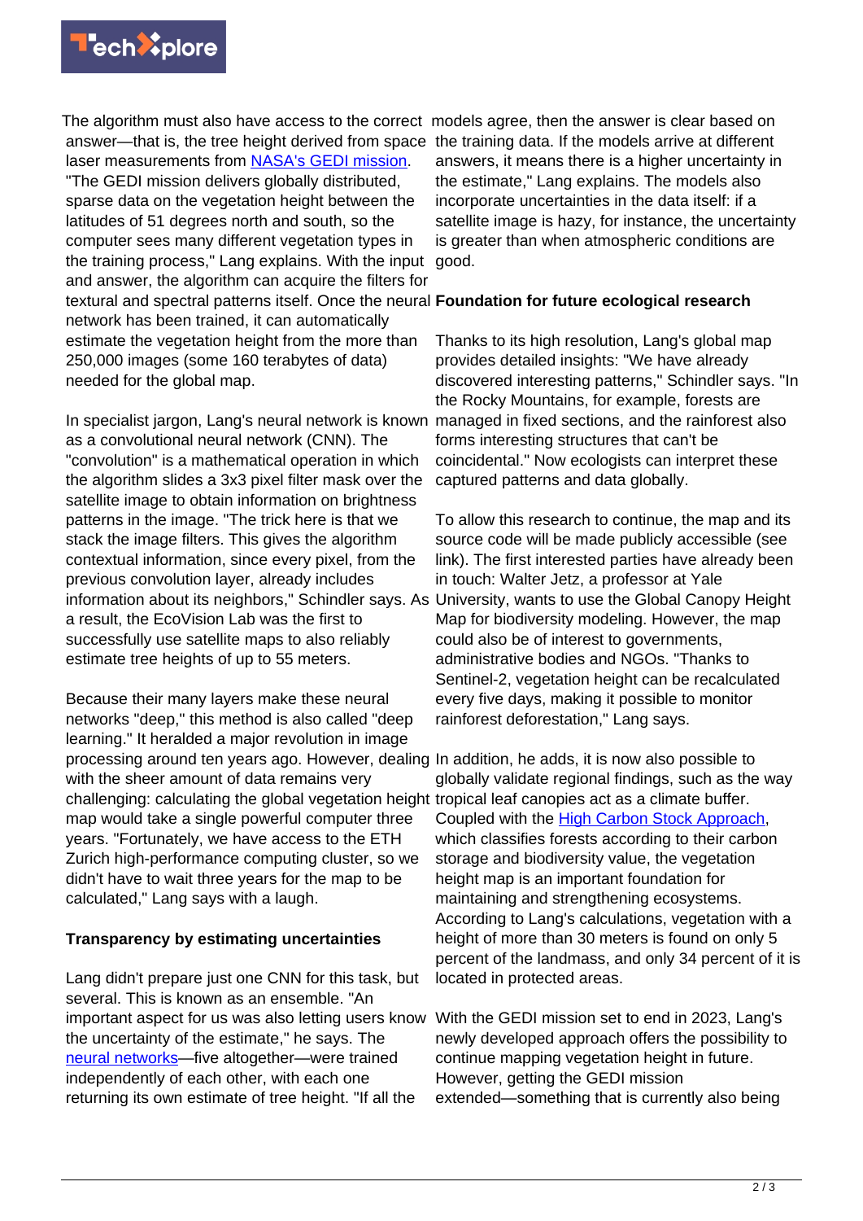The algorithm must also have access to the correct answer—that is, the tree height derived from space laser measurements from NASA's GEDI mission. "The GEDI mission delivers globally distributed, sparse data on the vegetation height between the latitudes of 51 degrees north and south, so the computer sees many different vegetation types in the training process," Lang explains. With the input and answer, the algorithm can acquire the filters for textural and spectral patterns itself. Once the neural network has been trained, it can automatically estimate the vegetation height from the more than 250,000 images (some 160 terabytes of data) needed for the global map.

In specialist jargon, Lang's neural network is known as a convolutional neural network (CNN). The "convolution" is a mathematical operation in which the algorithm slides a 3x3 pixel filter mask over the satellite image to obtain information on brightness patterns in the image. "The trick here is that we stack the image filters. This gives the algorithm contextual information, since every pixel, from the previous convolution layer, already includes information about its neighbors," Schindler says. As a result, the EcoVision Lab was the first to successfully use satellite maps to also reliably estimate tree heights of up to 55 meters.

Because their many layers make these neural networks "deep," this method is also called "deep learning." It heralded a major revolution in image processing around ten years ago. However, dealing with the sheer amount of data remains very challenging: calculating the global vegetation height map would take a single powerful computer three years. "Fortunately, we have access to the ETH Zurich high-performance computing cluster, so we didn't have to wait three years for the map to be calculated," Lang says with a laugh.

## Transparency by estimating uncertainties

Lang didn't prepare just one CNN for this task, but several. This is known as an ensemble. "An important aspect for us was also letting users know the uncertainty of the estimate," he says. The neural networks—five altogether—were trained independently of each other, with each one returning its own estimate of tree height. "If all the models agree, then the answer is clear based on the training data. If the models arrive at different answers, it means there is a higher uncertainty in the estimate," Lang explains. The models also incorporate uncertainties in the data itself: if a satellite image is hazy, for instance, the uncertainty is greater than when atmospheric conditions are good.

## Foundation for future ecological research

Thanks to its high resolution, Lang's global map provides detailed insights: "We have already discovered interesting patterns," Schindler says. "In the Rocky Mountains, for example, forests are managed in fixed sections, and the rainforest also forms interesting structures that can't be coincidental." Now ecologists can interpret these captured patterns and data globally.

To allow this research to continue, the map and its source code will be made publicly accessible (see link). The first interested parties have already been in touch: Walter Jetz, a professor at Yale University, wants to use the Global Canopy Height Map for biodiversity modeling. However, the map could also be of interest to governments, administrative bodies and NGOs. "Thanks to Sentinel-2, vegetation height can be recalculated every five days, making it possible to monitor rainforest deforestation," Lang says.

In addition, he adds, it is now also possible to globally validate regional findings, such as the way tropical leaf canopies act as a climate buffer. Coupled with the High Carbon Stock Approach, which classifies forests according to their carbon storage and biodiversity value, the vegetation height map is an important foundation for maintaining and strengthening ecosystems. According to Lang's calculations, vegetation with a height of more than 30 meters is found on only 5 percent of the landmass, and only 34 percent of it is located in protected areas.

With the GEDI mission set to end in 2023, Lang's newly developed approach offers the possibility to continue mapping vegetation height in future. However, getting the GEDI mission extended—something that is currently also being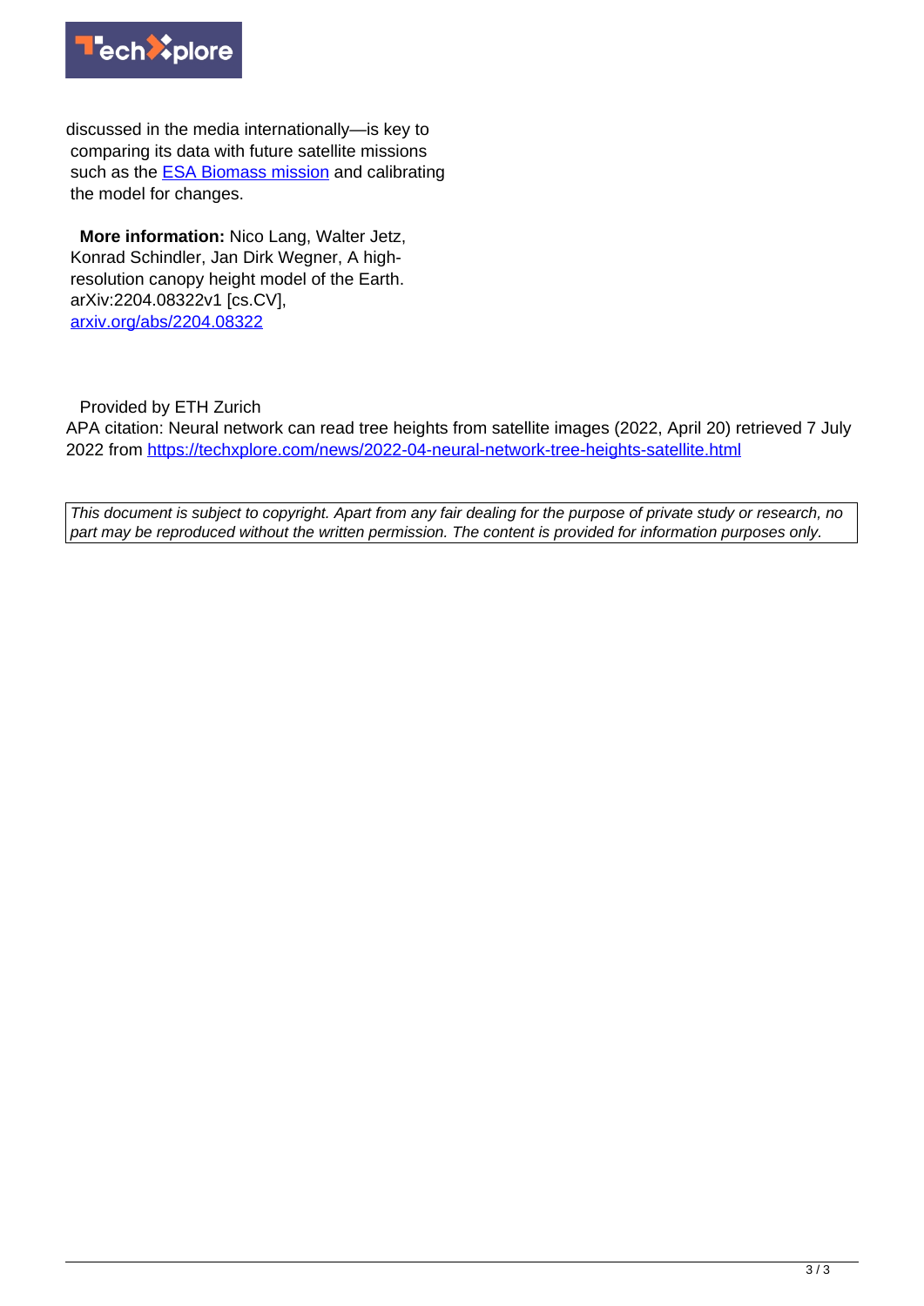discussed in the media internationally—is key to comparing its data with future satellite missions such as the ESA Biomass mission and calibrating the model for changes.

**More information:** Nico Lang, Walter Jetz, Konrad Schindler, Jan Dirk Wegner, A high-resolution canopy height model of the Earth. arXiv:2204.08322v1 [cs.CV], arxiv.org/abs/2204.08322

Provided by ETH Zurich

APA citation: Neural network can read tree heights from satellite images (2022, April 20) retrieved 7 July 2022 from https://techxplore.com/news/2022-04-neural-network-tree-heights-satellite.html

*This document is subject to copyright. Apart from any fair dealing for the purpose of private study or research, no part may be reproduced without the written permission. The content is provided for information purposes only.*